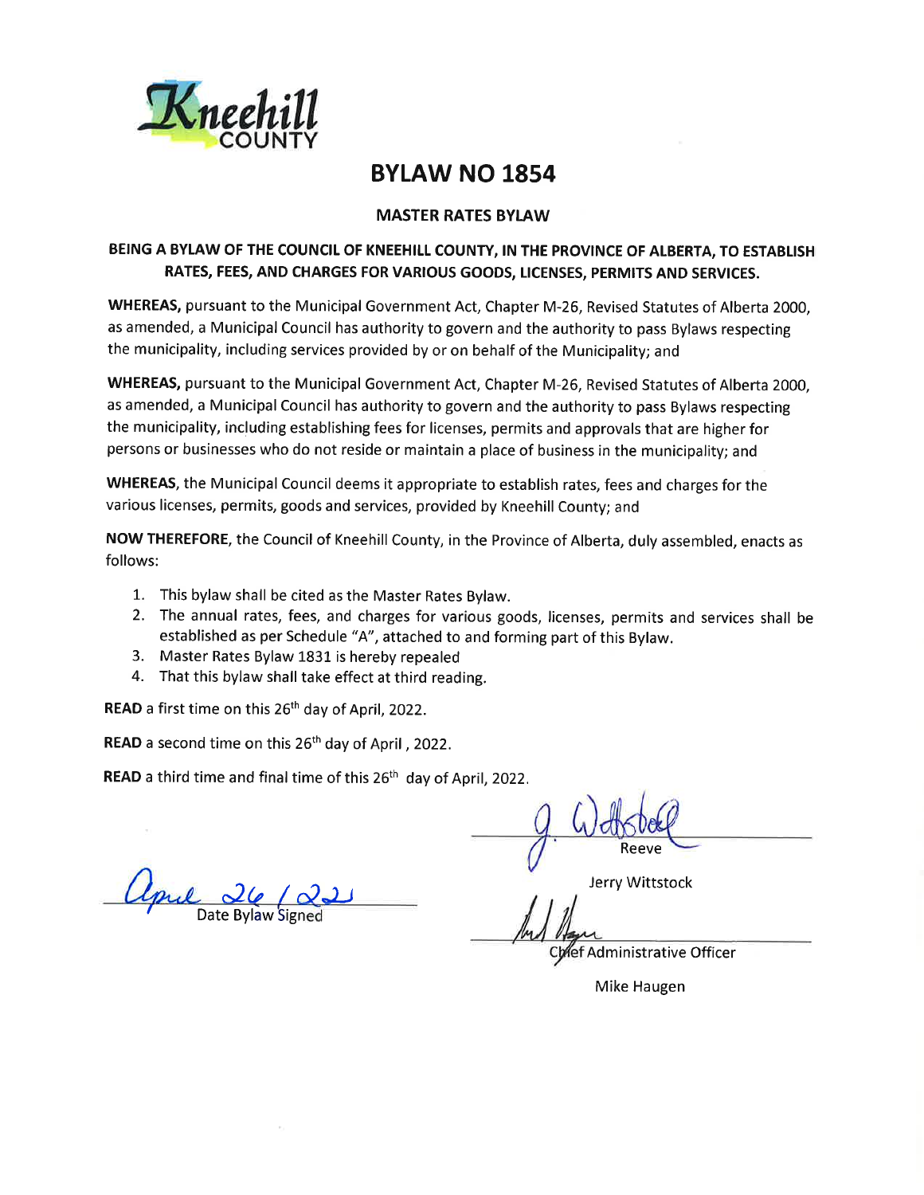Kneehill COUNTY

# BYLAW NO 1854

## MASTER RATES BYLAW

**BEING A BYLAW OF THE COUNCIL OF KNEEHILL COUNTY, IN THE PROVINCE OF ALBERTA, TO ESTABLISH RATES, FEES, AND CHARGES FOR VARIOUS GOODS, LICENSES, PERMITS AND SERVICES.**

**WHEREAS,** pursuant to the Municipal Government Act, Chapter M-26, Revised Statutes of Alberta 2000, as amended, a Municipal Council has authority to govern and the authority to pass Bylaws respecting the municipality, including services provided by or on behalf of the Municipality; and

**WHEREAS,** pursuant to the Municipal Government Act, Chapter M-26, Revised Statutes of Alberta 2000, as amended, a Municipal Council has authority to govern and the authority to pass Bylaws respecting the municipality, including establishing fees for licenses, permits and approvals that are higher for persons or businesses who do not reside or maintain a place of business in the municipality; and

**WHEREAS**, the Municipal Council deems it appropriate to establish rates, fees and charges for the various licenses, permits, goods and services, provided by Kneehill County; and

**NOW THEREFORE**, the Council of Kneehill County, in the Province of Alberta, duly assembled, enacts as follows:

1. This bylaw shall be cited as the Master Rates Bylaw.
2. The annual rates, fees, and charges for various goods, licenses, permits and services shall be established as per Schedule "A", attached to and forming part of this Bylaw.
3. Master Rates Bylaw 1831 is hereby repealed
4. That this bylaw shall take effect at third reading.

**READ** a first time on this 26th day of April, 2022.

**READ** a second time on this 26th day of April , 2022.

**READ** a third time and final time of this 26th day of April, 2022.

Reeve

Jerry Wittstock

April 26 / 22

Date Bylaw Signed

Chief Administrative Officer

Mike Haugen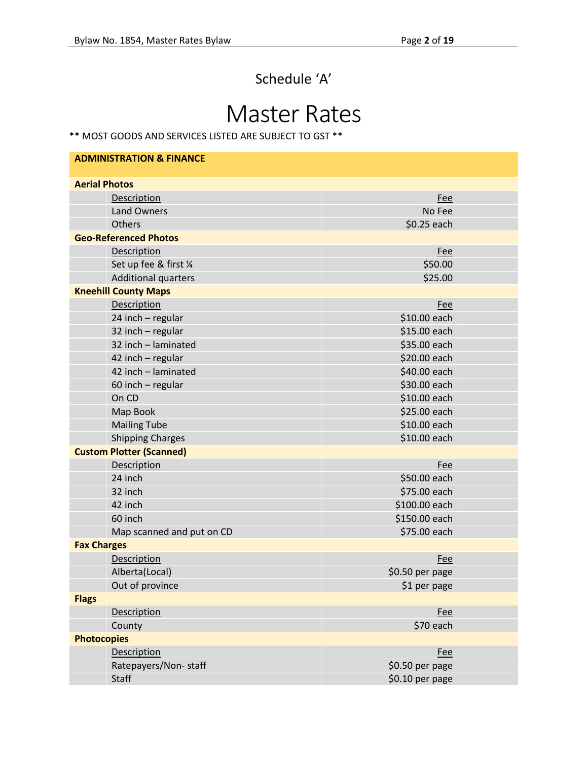## Schedule 'A'

# Master Rates

** MOST GOODS AND SERVICES LISTED ARE SUBJECT TO GST **

| ADMINISTRATION & FINANCE | | |
|---|---|---|
| **Aerial Photos** | | |
| | Description | Fee |
| | Land Owners | No Fee |
| | Others | $0.25 each |
| **Geo-Referenced Photos** | | |
| | Description | Fee |
| | Set up fee & first ¼ | $50.00 |
| | Additional quarters | $25.00 |
| **Kneehill County Maps** | | |
| | Description | Fee |
| | 24 inch – regular | $10.00 each |
| | 32 inch – regular | $15.00 each |
| | 32 inch – laminated | $35.00 each |
| | 42 inch – regular | $20.00 each |
| | 42 inch – laminated | $40.00 each |
| | 60 inch – regular | $30.00 each |
| | On CD | $10.00 each |
| | Map Book | $25.00 each |
| | Mailing Tube | $10.00 each |
| | Shipping Charges | $10.00 each |
| **Custom Plotter (Scanned)** | | |
| | Description | Fee |
| | 24 inch | $50.00 each |
| | 32 inch | $75.00 each |
| | 42 inch | $100.00 each |
| | 60 inch | $150.00 each |
| | Map scanned and put on CD | $75.00 each |
| **Fax Charges** | | |
| | Description | Fee |
| | Alberta(Local) | $0.50 per page |
| | Out of province | $1 per page |
| **Flags** | | |
| | Description | Fee |
| | County | $70 each |
| **Photocopies** | | |
| | Description | Fee |
| | Ratepayers/Non- staff | $0.50 per page |
| | Staff | $0.10 per page |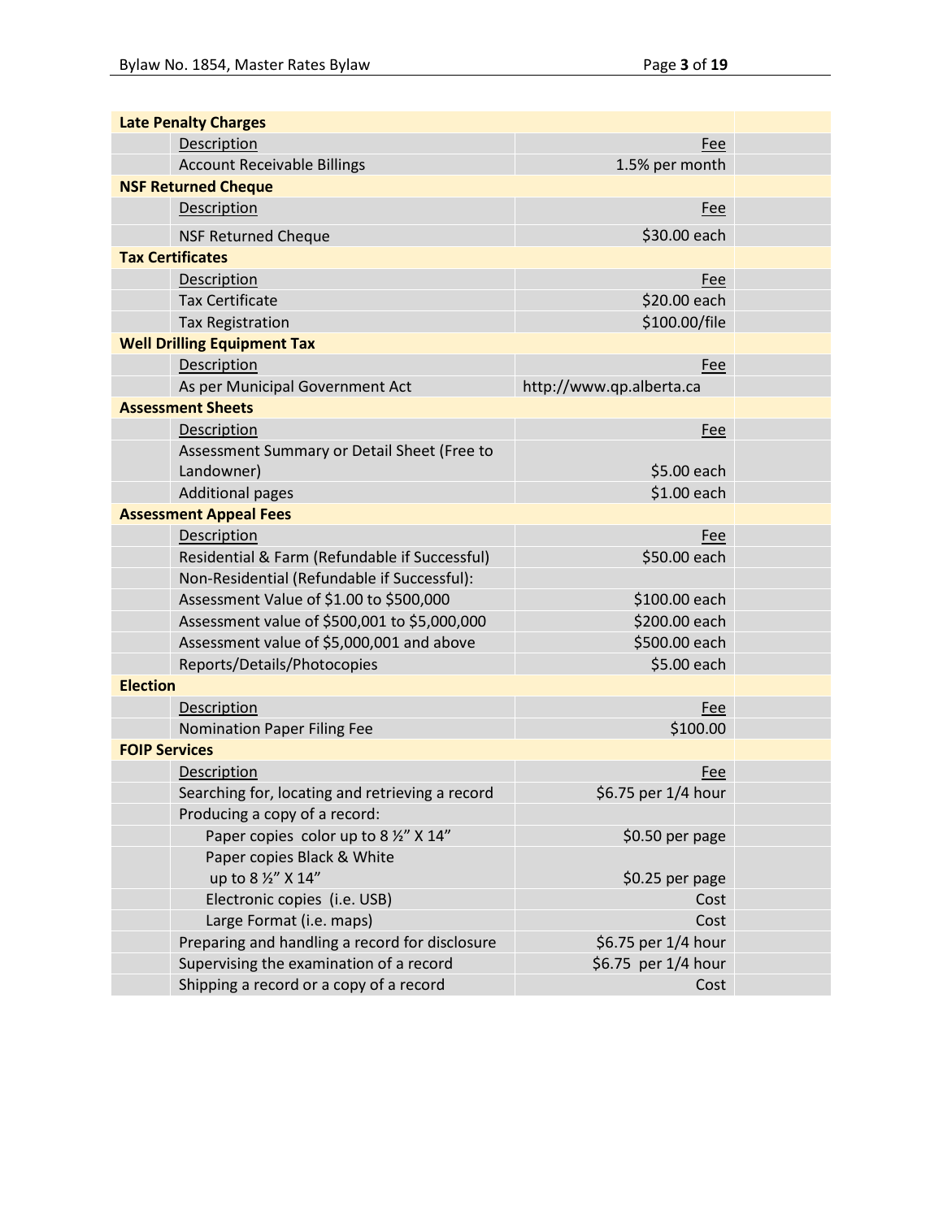| **Late Penalty Charges** | |
|---|---|
| Description | Fee |
| Account Receivable Billings | 1.5% per month |
| **NSF Returned Cheque** | |
| Description | Fee |
| NSF Returned Cheque | $30.00 each |
| **Tax Certificates** | |
| Description | Fee |
| Tax Certificate | $20.00 each |
| Tax Registration | $100.00/file |
| **Well Drilling Equipment Tax** | |
| Description | Fee |
| As per Municipal Government Act | http://www.qp.alberta.ca |
| **Assessment Sheets** | |
| Description | Fee |
| Assessment Summary or Detail Sheet (Free to Landowner) | $5.00 each |
| Additional pages | $1.00 each |
| **Assessment Appeal Fees** | |
| Description | Fee |
| Residential & Farm (Refundable if Successful) | $50.00 each |
| Non-Residential (Refundable if Successful): | |
| Assessment Value of $1.00 to $500,000 | $100.00 each |
| Assessment value of $500,001 to $5,000,000 | $200.00 each |
| Assessment value of $5,000,001 and above | $500.00 each |
| Reports/Details/Photocopies | $5.00 each |
| **Election** | |
| Description | Fee |
| Nomination Paper Filing Fee | $100.00 |
| **FOIP Services** | |
| Description | Fee |
| Searching for, locating and retrieving a record | $6.75 per 1/4 hour |
| Producing a copy of a record: | |
| Paper copies color up to 8 ½" X 14" | $0.50 per page |
| Paper copies Black & White up to 8 ½" X 14" | $0.25 per page |
| Electronic copies (i.e. USB) | Cost |
| Large Format (i.e. maps) | Cost |
| Preparing and handling a record for disclosure | $6.75 per 1/4 hour |
| Supervising the examination of a record | $6.75 per 1/4 hour |
| Shipping a record or a copy of a record | Cost |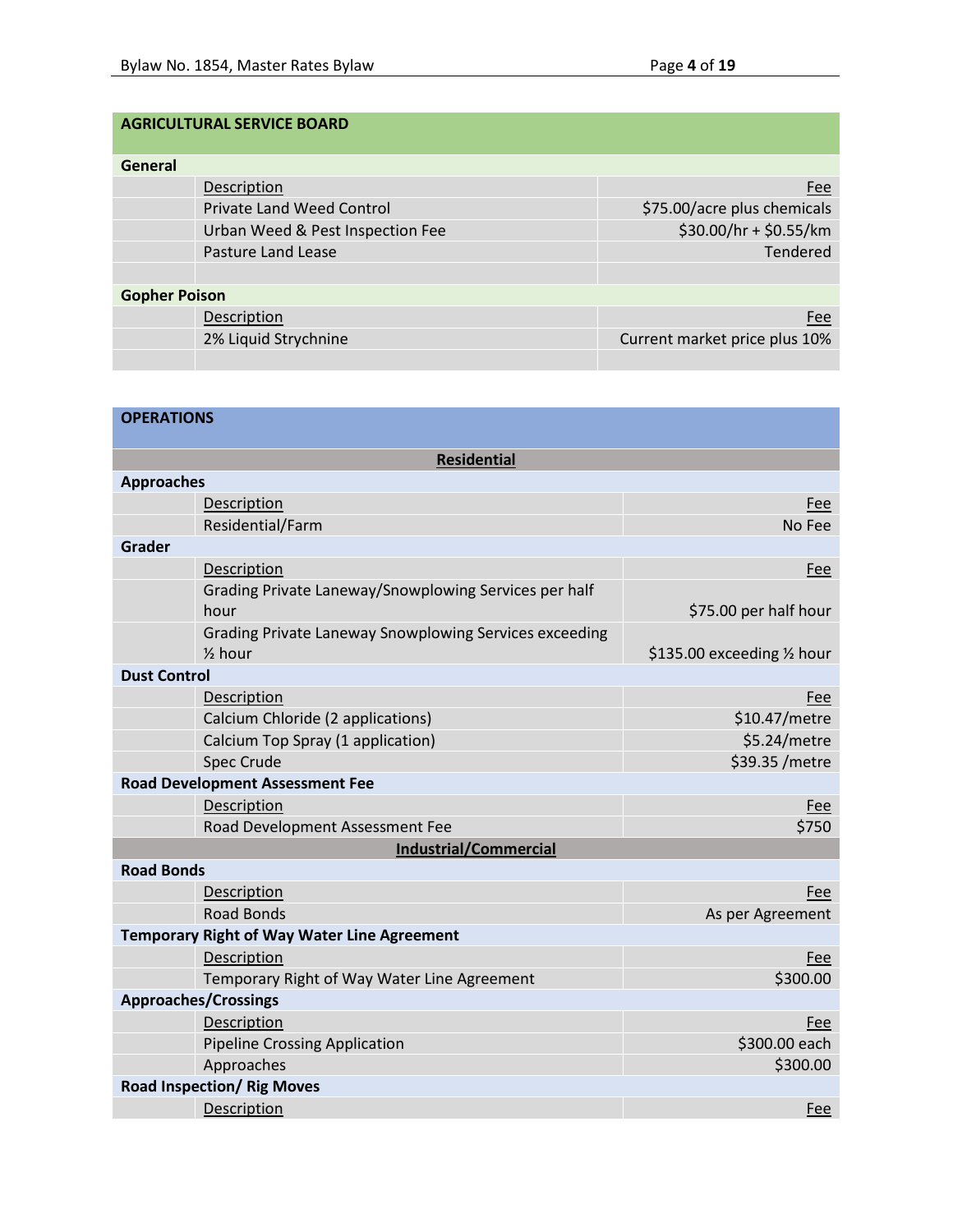## AGRICULTURAL SERVICE BOARD

### General

| Description | Fee |
|---|---|
| Private Land Weed Control | $75.00/acre plus chemicals |
| Urban Weed & Pest Inspection Fee | $30.00/hr + $0.55/km |
| Pasture Land Lease | Tendered |

### Gopher Poison

| Description | Fee |
|---|---|
| 2% Liquid Strychnine | Current market price plus 10% |

## OPERATIONS

### Residential

#### Approaches

| Description | Fee |
|---|---|
| Residential/Farm | No Fee |

#### Grader

| Description | Fee |
|---|---|
| Grading Private Laneway/Snowplowing Services per half hour | $75.00 per half hour |
| Grading Private Laneway Snowplowing Services exceeding ½ hour | $135.00 exceeding ½ hour |

#### Dust Control

| Description | Fee |
|---|---|
| Calcium Chloride (2 applications) | $10.47/metre |
| Calcium Top Spray (1 application) | $5.24/metre |
| Spec Crude | $39.35 /metre |

#### Road Development Assessment Fee

| Description | Fee |
|---|---|
| Road Development Assessment Fee | $750 |

### Industrial/Commercial

#### Road Bonds

| Description | Fee |
|---|---|
| Road Bonds | As per Agreement |

#### Temporary Right of Way Water Line Agreement

| Description | Fee |
|---|---|
| Temporary Right of Way Water Line Agreement | $300.00 |

#### Approaches/Crossings

| Description | Fee |
|---|---|
| Pipeline Crossing Application | $300.00 each |
| Approaches | $300.00 |

#### Road Inspection/ Rig Moves

| Description | Fee |
|---|---|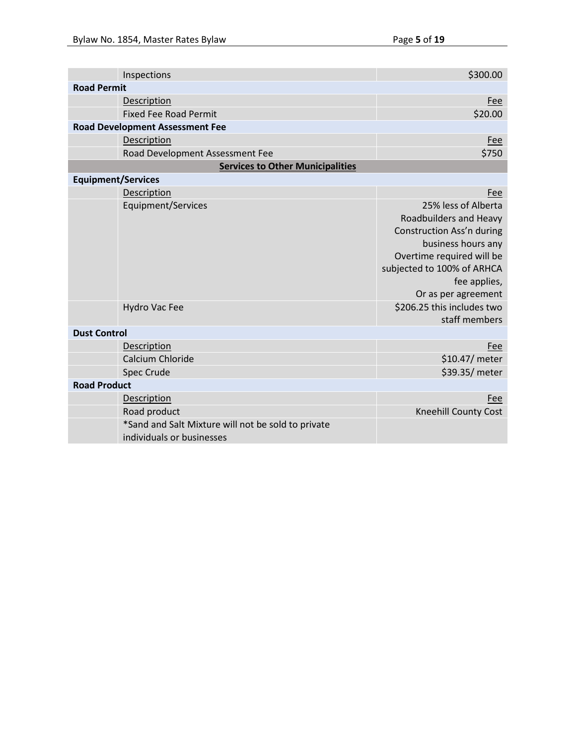| | | |
|---|---|---|
| | Inspections | $300.00 |
| **Road Permit** | | |
| | Description | Fee |
| | Fixed Fee Road Permit | $20.00 |
| **Road Development Assessment Fee** | | |
| | Description | Fee |
| | Road Development Assessment Fee | $750 |
| **Services to Other Municipalities** | | |
| **Equipment/Services** | | |
| | Description | Fee |
| | Equipment/Services | 25% less of Alberta Roadbuilders and Heavy Construction Ass'n during business hours any Overtime required will be subjected to 100% of ARHCA fee applies, Or as per agreement |
| | Hydro Vac Fee | $206.25 this includes two staff members |
| **Dust Control** | | |
| | Description | Fee |
| | Calcium Chloride | $10.47/ meter |
| | Spec Crude | $39.35/ meter |
| **Road Product** | | |
| | Description | Fee |
| | Road product | Kneehill County Cost |
| | *Sand and Salt Mixture will not be sold to private individuals or businesses | |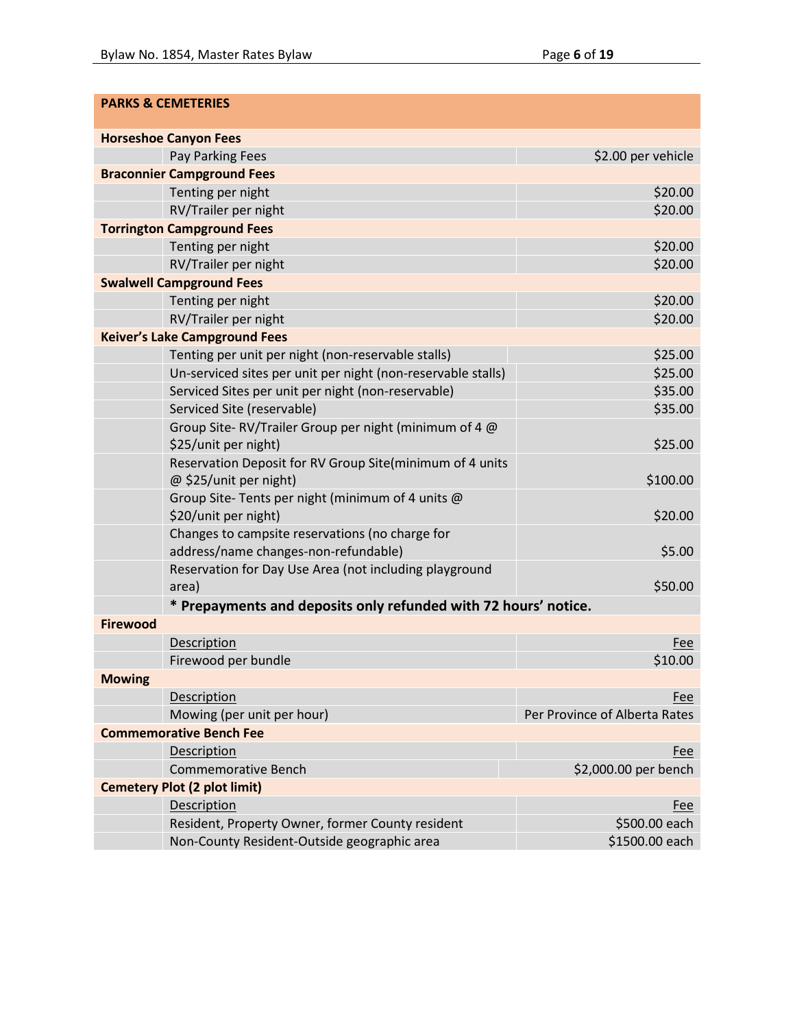## PARKS & CEMETERIES

| | | |
|---|---|---|
| **Horseshoe Canyon Fees** | | |
| | Pay Parking Fees | $2.00 per vehicle |
| **Braconnier Campground Fees** | | |
| | Tenting per night | $20.00 |
| | RV/Trailer per night | $20.00 |
| **Torrington Campground Fees** | | |
| | Tenting per night | $20.00 |
| | RV/Trailer per night | $20.00 |
| **Swalwell Campground Fees** | | |
| | Tenting per night | $20.00 |
| | RV/Trailer per night | $20.00 |
| **Keiver's Lake Campground Fees** | | |
| | Tenting per unit per night (non-reservable stalls) | $25.00 |
| | Un-serviced sites per unit per night (non-reservable stalls) | $25.00 |
| | Serviced Sites per unit per night (non-reservable) | $35.00 |
| | Serviced Site (reservable) | $35.00 |
| | Group Site- RV/Trailer Group per night (minimum of 4 @ $25/unit per night) | $25.00 |
| | Reservation Deposit for RV Group Site(minimum of 4 units @ $25/unit per night) | $100.00 |
| | Group Site- Tents per night (minimum of 4 units @ $20/unit per night) | $20.00 |
| | Changes to campsite reservations (no charge for address/name changes-non-refundable) | $5.00 |
| | Reservation for Day Use Area (not including playground area) | $50.00 |
| | **\* Prepayments and deposits only refunded with 72 hours' notice.** | |
| **Firewood** | | |
| | Description | Fee |
| | Firewood per bundle | $10.00 |
| **Mowing** | | |
| | Description | Fee |
| | Mowing (per unit per hour) | Per Province of Alberta Rates |
| **Commemorative Bench Fee** | | |
| | Description | Fee |
| | Commemorative Bench | $2,000.00 per bench |
| **Cemetery Plot (2 plot limit)** | | |
| | Description | Fee |
| | Resident, Property Owner, former County resident | $500.00 each |
| | Non-County Resident-Outside geographic area | $1500.00 each |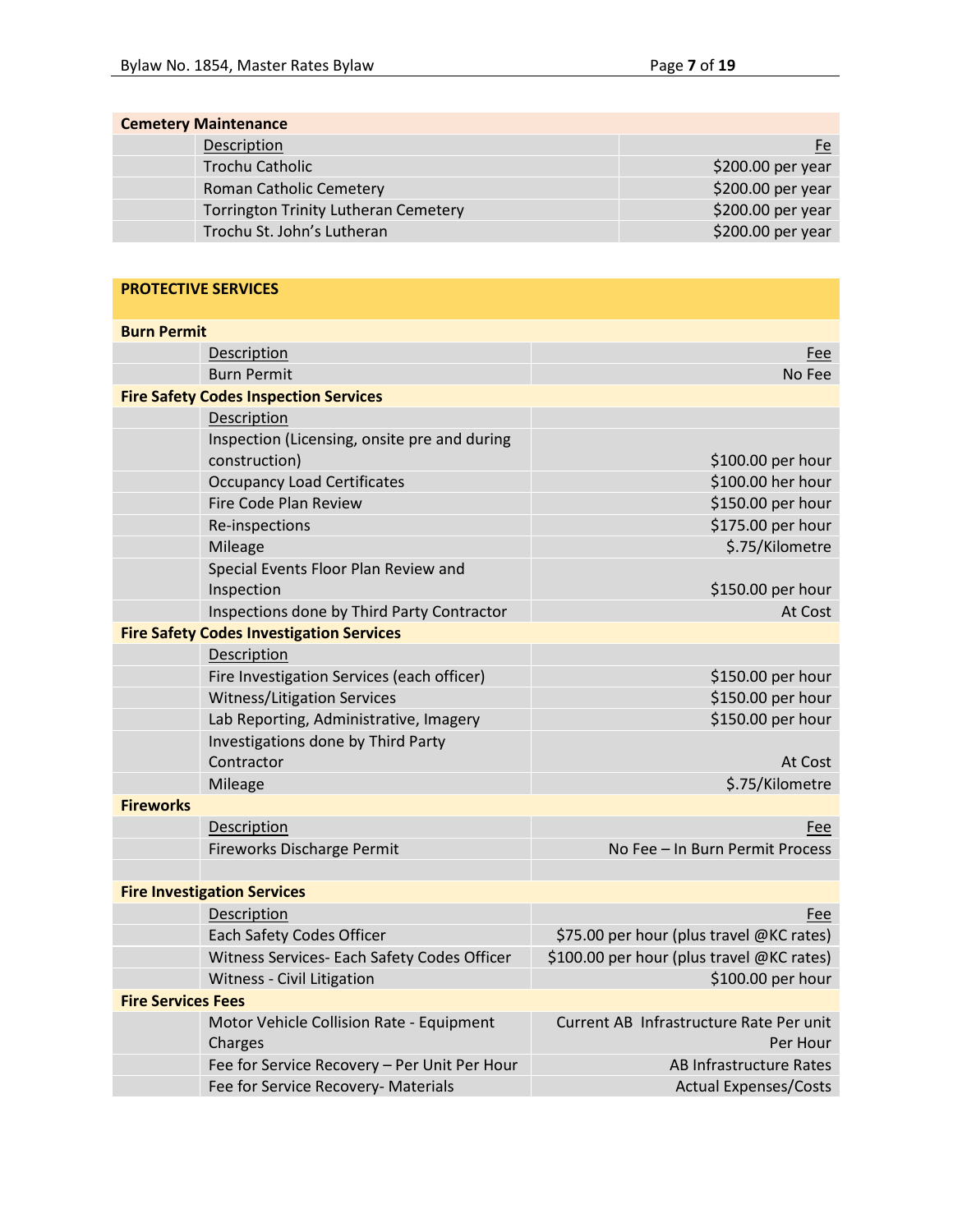### Cemetery Maintenance

| Description | Fe |
|---|---|
| Trochu Catholic | $200.00 per year |
| Roman Catholic Cemetery | $200.00 per year |
| Torrington Trinity Lutheran Cemetery | $200.00 per year |
| Trochu St. John's Lutheran | $200.00 per year |

## PROTECTIVE SERVICES

### Burn Permit

| Description | Fee |
|---|---|
| Burn Permit | No Fee |

### Fire Safety Codes Inspection Services

| Description | |
|---|---|
| Inspection (Licensing, onsite pre and during construction) | $100.00 per hour |
| Occupancy Load Certificates | $100.00 her hour |
| Fire Code Plan Review | $150.00 per hour |
| Re-inspections | $175.00 per hour |
| Mileage | $.75/Kilometre |
| Special Events Floor Plan Review and Inspection | $150.00 per hour |
| Inspections done by Third Party Contractor | At Cost |

### Fire Safety Codes Investigation Services

| Description | |
|---|---|
| Fire Investigation Services (each officer) | $150.00 per hour |
| Witness/Litigation Services | $150.00 per hour |
| Lab Reporting, Administrative, Imagery | $150.00 per hour |
| Investigations done by Third Party Contractor | At Cost |
| Mileage | $.75/Kilometre |

### Fireworks

| Description | Fee |
|---|---|
| Fireworks Discharge Permit | No Fee – In Burn Permit Process |

### Fire Investigation Services

| Description | Fee |
|---|---|
| Each Safety Codes Officer | $75.00 per hour (plus travel @KC rates) |
| Witness Services- Each Safety Codes Officer | $100.00 per hour (plus travel @KC rates) |
| Witness - Civil Litigation | $100.00 per hour |

### Fire Services Fees

| Description | Fee |
|---|---|
| Motor Vehicle Collision Rate - Equipment Charges | Current AB Infrastructure Rate Per unit Per Hour |
| Fee for Service Recovery – Per Unit Per Hour | AB Infrastructure Rates |
| Fee for Service Recovery- Materials | Actual Expenses/Costs |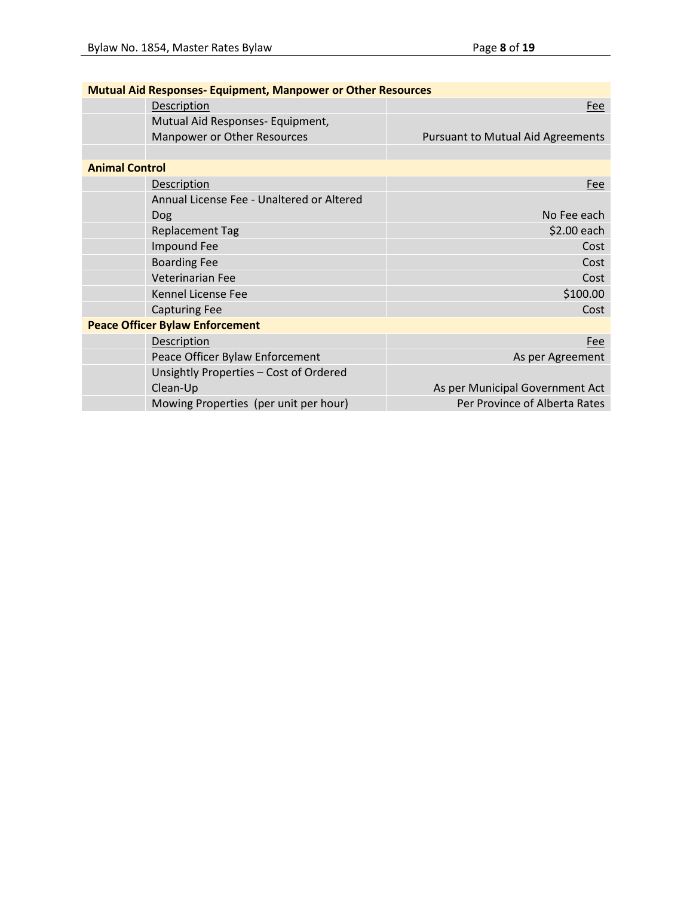## Mutual Aid Responses- Equipment, Manpower or Other Resources

| | Description | Fee |
|---|---|---|
| | Mutual Aid Responses- Equipment, Manpower or Other Resources | Pursuant to Mutual Aid Agreements |

## Animal Control

| | Description | Fee |
|---|---|---|
| | Annual License Fee - Unaltered or Altered Dog | No Fee each |
| | Replacement Tag | $2.00 each |
| | Impound Fee | Cost |
| | Boarding Fee | Cost |
| | Veterinarian Fee | Cost |
| | Kennel License Fee | $100.00 |
| | Capturing Fee | Cost |

## Peace Officer Bylaw Enforcement

| | Description | Fee |
|---|---|---|
| | Peace Officer Bylaw Enforcement | As per Agreement |
| | Unsightly Properties – Cost of Ordered Clean-Up | As per Municipal Government Act |
| | Mowing Properties (per unit per hour) | Per Province of Alberta Rates |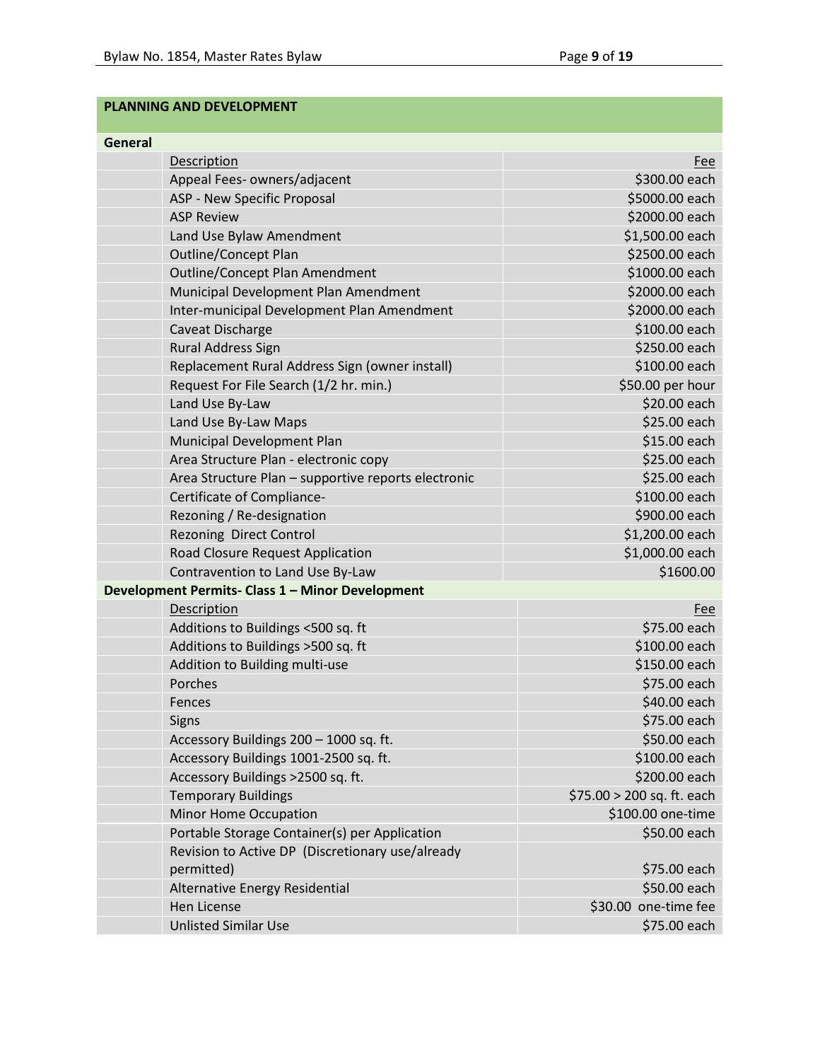## PLANNING AND DEVELOPMENT

### General

| Description | Fee |
|---|---|
| Appeal Fees- owners/adjacent | $300.00 each |
| ASP - New Specific Proposal | $5000.00 each |
| ASP Review | $2000.00 each |
| Land Use Bylaw Amendment | $1,500.00 each |
| Outline/Concept Plan | $2500.00 each |
| Outline/Concept Plan Amendment | $1000.00 each |
| Municipal Development Plan Amendment | $2000.00 each |
| Inter-municipal Development Plan Amendment | $2000.00 each |
| Caveat Discharge | $100.00 each |
| Rural Address Sign | $250.00 each |
| Replacement Rural Address Sign (owner install) | $100.00 each |
| Request For File Search (1/2 hr. min.) | $50.00 per hour |
| Land Use By-Law | $20.00 each |
| Land Use By-Law Maps | $25.00 each |
| Municipal Development Plan | $15.00 each |
| Area Structure Plan - electronic copy | $25.00 each |
| Area Structure Plan – supportive reports electronic | $25.00 each |
| Certificate of Compliance- | $100.00 each |
| Rezoning / Re-designation | $900.00 each |
| Rezoning Direct Control | $1,200.00 each |
| Road Closure Request Application | $1,000.00 each |
| Contravention to Land Use By-Law | $1600.00 |

### Development Permits- Class 1 – Minor Development

| Description | Fee |
|---|---|
| Additions to Buildings <500 sq. ft | $75.00 each |
| Additions to Buildings >500 sq. ft | $100.00 each |
| Addition to Building multi-use | $150.00 each |
| Porches | $75.00 each |
| Fences | $40.00 each |
| Signs | $75.00 each |
| Accessory Buildings 200 – 1000 sq. ft. | $50.00 each |
| Accessory Buildings 1001-2500 sq. ft. | $100.00 each |
| Accessory Buildings >2500 sq. ft. | $200.00 each |
| Temporary Buildings | $75.00 > 200 sq. ft. each |
| Minor Home Occupation | $100.00 one-time |
| Portable Storage Container(s) per Application | $50.00 each |
| Revision to Active DP (Discretionary use/already permitted) | $75.00 each |
| Alternative Energy Residential | $50.00 each |
| Hen License | $30.00 one-time fee |
| Unlisted Similar Use | $75.00 each |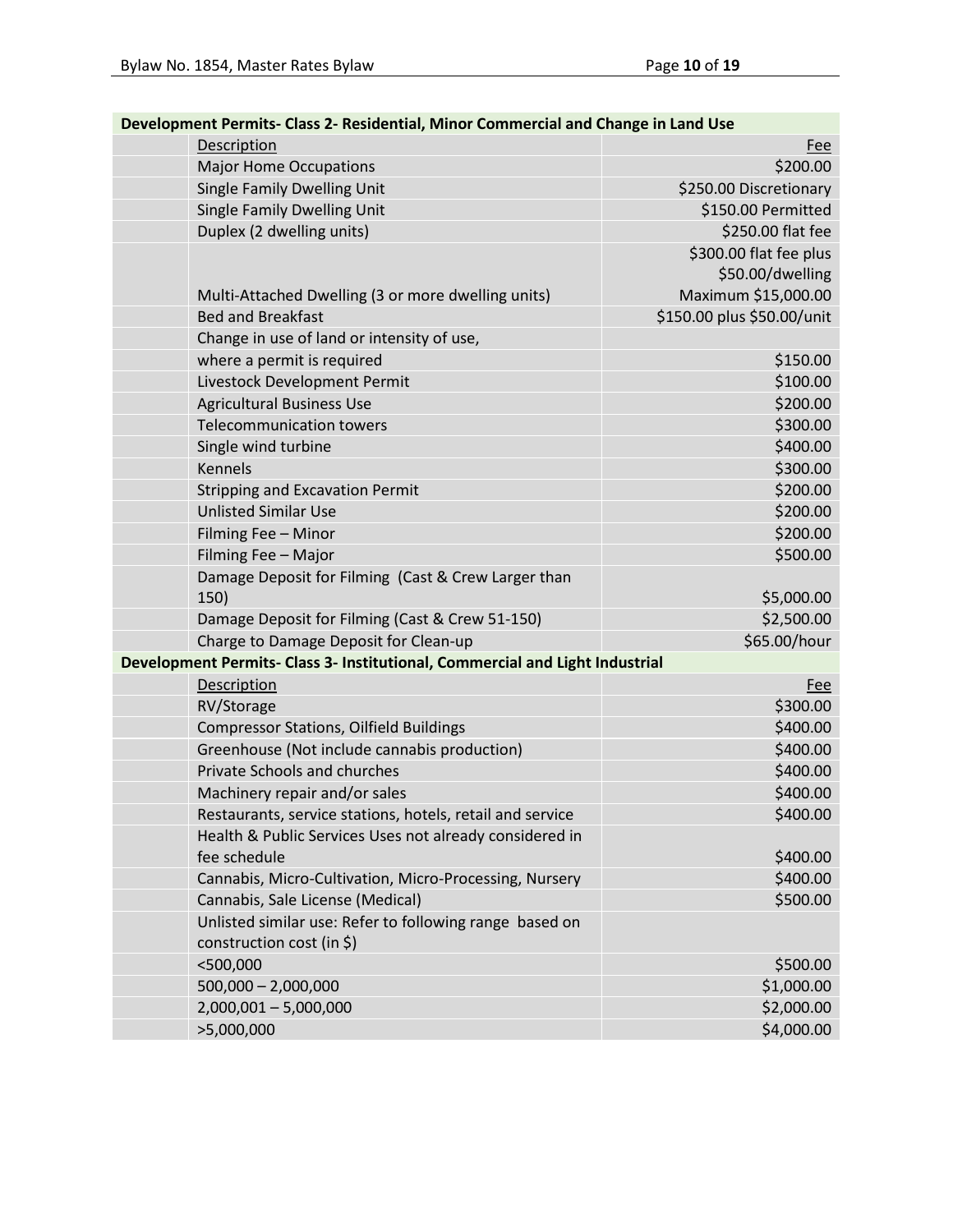| Development Permits- Class 2- Residential, Minor Commercial and Change in Land Use | | |
|---|---|---|
| | Description | Fee |
| | Major Home Occupations | $200.00 |
| | Single Family Dwelling Unit | $250.00 Discretionary |
| | Single Family Dwelling Unit | $150.00 Permitted |
| | Duplex (2 dwelling units) | $250.00 flat fee |
| | Multi-Attached Dwelling (3 or more dwelling units) | $300.00 flat fee plus $50.00/dwelling Maximum $15,000.00 |
| | Bed and Breakfast | $150.00 plus $50.00/unit |
| | Change in use of land or intensity of use, where a permit is required | $150.00 |
| | Livestock Development Permit | $100.00 |
| | Agricultural Business Use | $200.00 |
| | Telecommunication towers | $300.00 |
| | Single wind turbine | $400.00 |
| | Kennels | $300.00 |
| | Stripping and Excavation Permit | $200.00 |
| | Unlisted Similar Use | $200.00 |
| | Filming Fee – Minor | $200.00 |
| | Filming Fee – Major | $500.00 |
| | Damage Deposit for Filming (Cast & Crew Larger than 150) | $5,000.00 |
| | Damage Deposit for Filming (Cast & Crew 51-150) | $2,500.00 |
| | Charge to Damage Deposit for Clean-up | $65.00/hour |

| Development Permits- Class 3- Institutional, Commercial and Light Industrial | | |
|---|---|---|
| | Description | Fee |
| | RV/Storage | $300.00 |
| | Compressor Stations, Oilfield Buildings | $400.00 |
| | Greenhouse (Not include cannabis production) | $400.00 |
| | Private Schools and churches | $400.00 |
| | Machinery repair and/or sales | $400.00 |
| | Restaurants, service stations, hotels, retail and service | $400.00 |
| | Health & Public Services Uses not already considered in fee schedule | $400.00 |
| | Cannabis, Micro-Cultivation, Micro-Processing, Nursery | $400.00 |
| | Cannabis, Sale License (Medical) | $500.00 |
| | Unlisted similar use: Refer to following range based on construction cost (in $) | |
| | <500,000 | $500.00 |
| | 500,000 – 2,000,000 | $1,000.00 |
| | 2,000,001 – 5,000,000 | $2,000.00 |
| | >5,000,000 | $4,000.00 |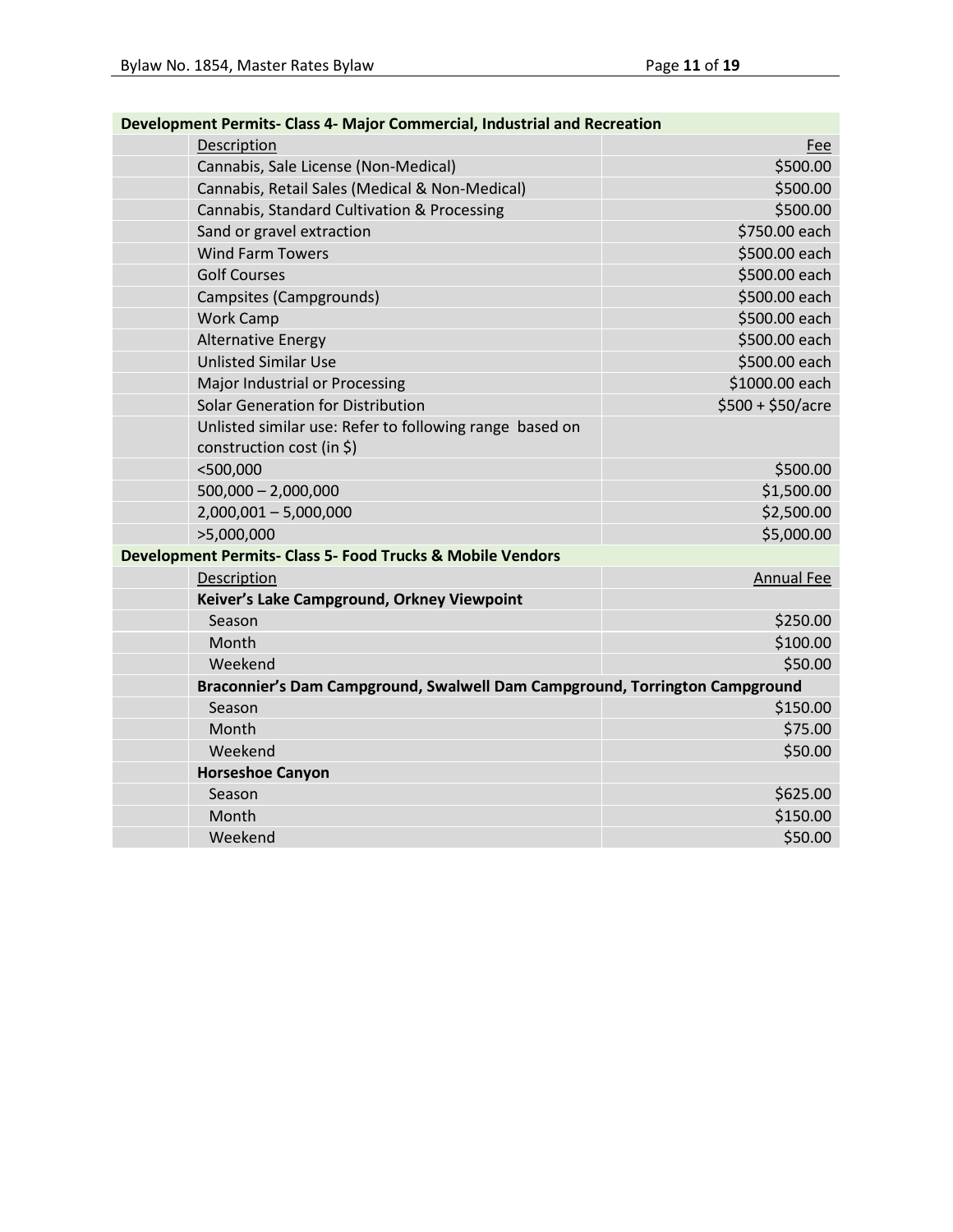## Development Permits- Class 4- Major Commercial, Industrial and Recreation

| Description | Fee |
| --- | --- |
| Cannabis, Sale License (Non-Medical) | $500.00 |
| Cannabis, Retail Sales (Medical & Non-Medical) | $500.00 |
| Cannabis, Standard Cultivation & Processing | $500.00 |
| Sand or gravel extraction | $750.00 each |
| Wind Farm Towers | $500.00 each |
| Golf Courses | $500.00 each |
| Campsites (Campgrounds) | $500.00 each |
| Work Camp | $500.00 each |
| Alternative Energy | $500.00 each |
| Unlisted Similar Use | $500.00 each |
| Major Industrial or Processing | $1000.00 each |
| Solar Generation for Distribution | $500 + $50/acre |
| Unlisted similar use: Refer to following range based on construction cost (in $) | |
| <500,000 | $500.00 |
| 500,000 – 2,000,000 | $1,500.00 |
| 2,000,001 – 5,000,000 | $2,500.00 |
| >5,000,000 | $5,000.00 |

## Development Permits- Class 5- Food Trucks & Mobile Vendors

| Description | Annual Fee |
| --- | --- |
| **Keiver's Lake Campground, Orkney Viewpoint** | |
| Season | $250.00 |
| Month | $100.00 |
| Weekend | $50.00 |
| **Braconnier's Dam Campground, Swalwell Dam Campground, Torrington Campground** | |
| Season | $150.00 |
| Month | $75.00 |
| Weekend | $50.00 |
| **Horseshoe Canyon** | |
| Season | $625.00 |
| Month | $150.00 |
| Weekend | $50.00 |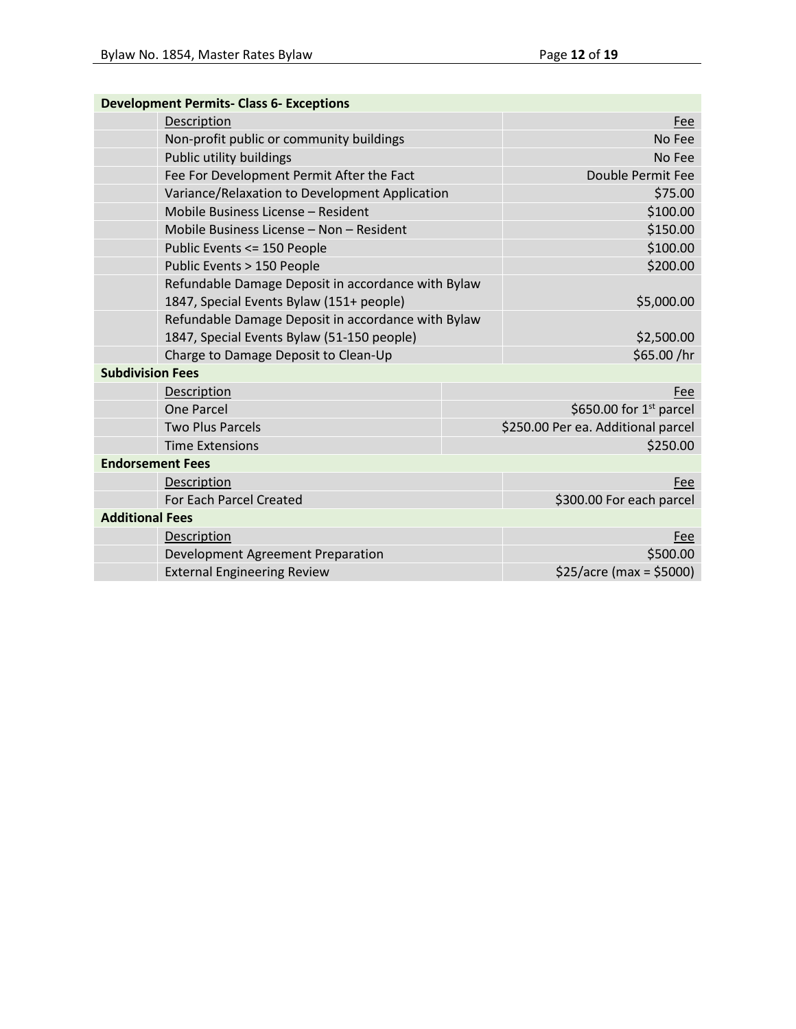**Development Permits- Class 6- Exceptions**

| Description | Fee |
|---|---|
| Non-profit public or community buildings | No Fee |
| Public utility buildings | No Fee |
| Fee For Development Permit After the Fact | Double Permit Fee |
| Variance/Relaxation to Development Application | $75.00 |
| Mobile Business License – Resident | $100.00 |
| Mobile Business License – Non – Resident | $150.00 |
| Public Events <= 150 People | $100.00 |
| Public Events > 150 People | $200.00 |
| Refundable Damage Deposit in accordance with Bylaw 1847, Special Events Bylaw (151+ people) | $5,000.00 |
| Refundable Damage Deposit in accordance with Bylaw 1847, Special Events Bylaw (51-150 people) | $2,500.00 |
| Charge to Damage Deposit to Clean-Up | $65.00 /hr |

**Subdivision Fees**

| Description | Fee |
|---|---|
| One Parcel | $650.00 for 1st parcel |
| Two Plus Parcels | $250.00 Per ea. Additional parcel |
| Time Extensions | $250.00 |

**Endorsement Fees**

| Description | Fee |
|---|---|
| For Each Parcel Created | $300.00 For each parcel |

**Additional Fees**

| Description | Fee |
|---|---|
| Development Agreement Preparation | $500.00 |
| External Engineering Review | $25/acre (max = $5000) |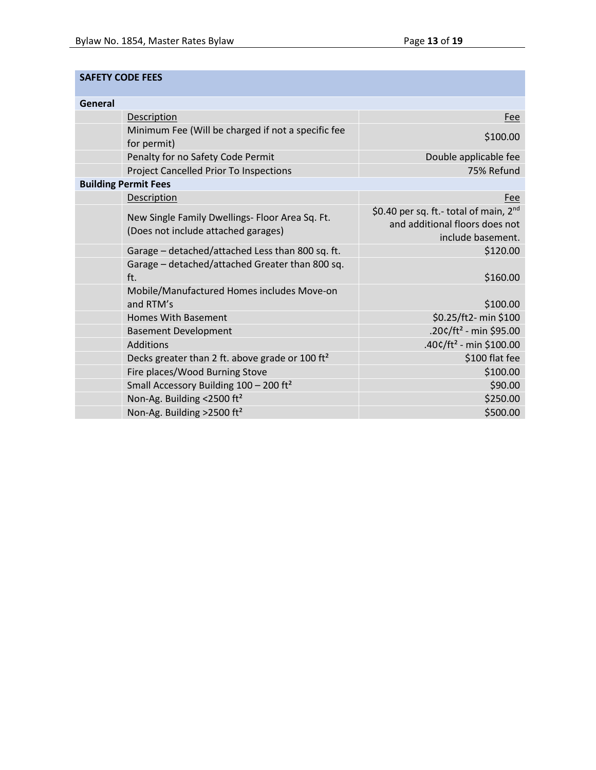| SAFETY CODE FEES | | |
|---|---|---|
| **General** | | |
| | Description | Fee |
| | Minimum Fee (Will be charged if not a specific fee for permit) | $100.00 |
| | Penalty for no Safety Code Permit | Double applicable fee |
| | Project Cancelled Prior To Inspections | 75% Refund |
| **Building Permit Fees** | | |
| | Description | Fee |
| | New Single Family Dwellings- Floor Area Sq. Ft. (Does not include attached garages) | $0.40 per sq. ft.- total of main, 2nd and additional floors does not include basement. |
| | Garage – detached/attached Less than 800 sq. ft. | $120.00 |
| | Garage – detached/attached Greater than 800 sq. ft. | $160.00 |
| | Mobile/Manufactured Homes includes Move-on and RTM's | $100.00 |
| | Homes With Basement | $0.25/ft2- min $100 |
| | Basement Development | .20¢/ft² - min $95.00 |
| | Additions | .40¢/ft² - min $100.00 |
| | Decks greater than 2 ft. above grade or 100 ft² | $100 flat fee |
| | Fire places/Wood Burning Stove | $100.00 |
| | Small Accessory Building 100 – 200 ft² | $90.00 |
| | Non-Ag. Building <2500 ft² | $250.00 |
| | Non-Ag. Building >2500 ft² | $500.00 |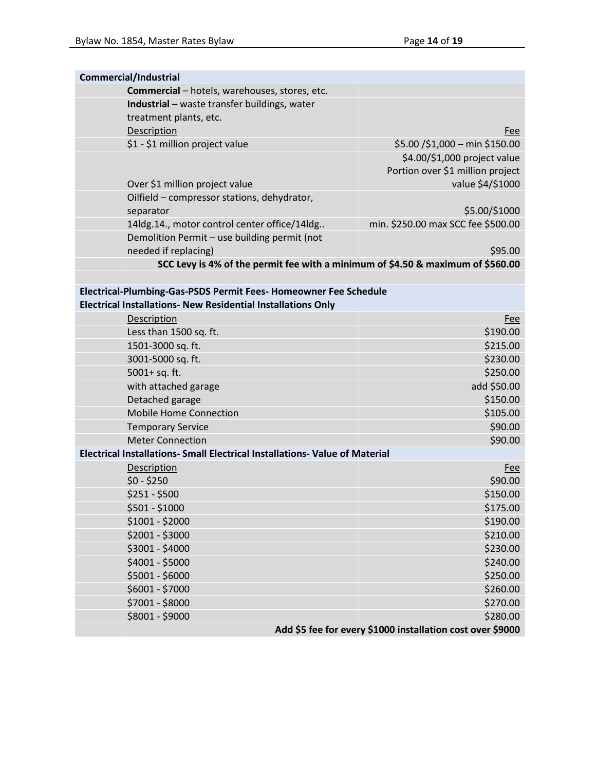| Commercial/Industrial | | |
|---|---|---|
| | **Commercial** – hotels, warehouses, stores, etc. | |
| | **Industrial** – waste transfer buildings, water treatment plants, etc. | |
| | Description | Fee |
| | $1 - $1 million project value | $5.00 /$1,000 – min $150.00 |
| | Over $1 million project value | $4.00/$1,000 project value Portion over $1 million project value $4/$1000 |
| | Oilfield – compressor stations, dehydrator, separator | $5.00/$1000 |
| | 14ldg.14., motor control center office/14ldg.. | min. $250.00 max SCC fee $500.00 |
| | Demolition Permit – use building permit (not needed if replacing) | $95.00 |
| | **SCC Levy is 4% of the permit fee with a minimum of $4.50 & maximum of $560.00** | |

| Electrical-Plumbing-Gas-PSDS Permit Fees- Homeowner Fee Schedule | | |
|---|---|---|
| **Electrical Installations- New Residential Installations Only** | | |
| | Description | Fee |
| | Less than 1500 sq. ft. | $190.00 |
| | 1501-3000 sq. ft. | $215.00 |
| | 3001-5000 sq. ft. | $230.00 |
| | 5001+ sq. ft. | $250.00 |
| | with attached garage | add $50.00 |
| | Detached garage | $150.00 |
| | Mobile Home Connection | $105.00 |
| | Temporary Service | $90.00 |
| | Meter Connection | $90.00 |
| **Electrical Installations- Small Electrical Installations- Value of Material** | | |
| | Description | Fee |
| | $0 - $250 | $90.00 |
| | $251 - $500 | $150.00 |
| | $501 - $1000 | $175.00 |
| | $1001 - $2000 | $190.00 |
| | $2001 - $3000 | $210.00 |
| | $3001 - $4000 | $230.00 |
| | $4001 - $5000 | $240.00 |
| | $5001 - $6000 | $250.00 |
| | $6001 - $7000 | $260.00 |
| | $7001 - $8000 | $270.00 |
| | $8001 - $9000 | $280.00 |
| | **Add $5 fee for every $1000 installation cost over $9000** | |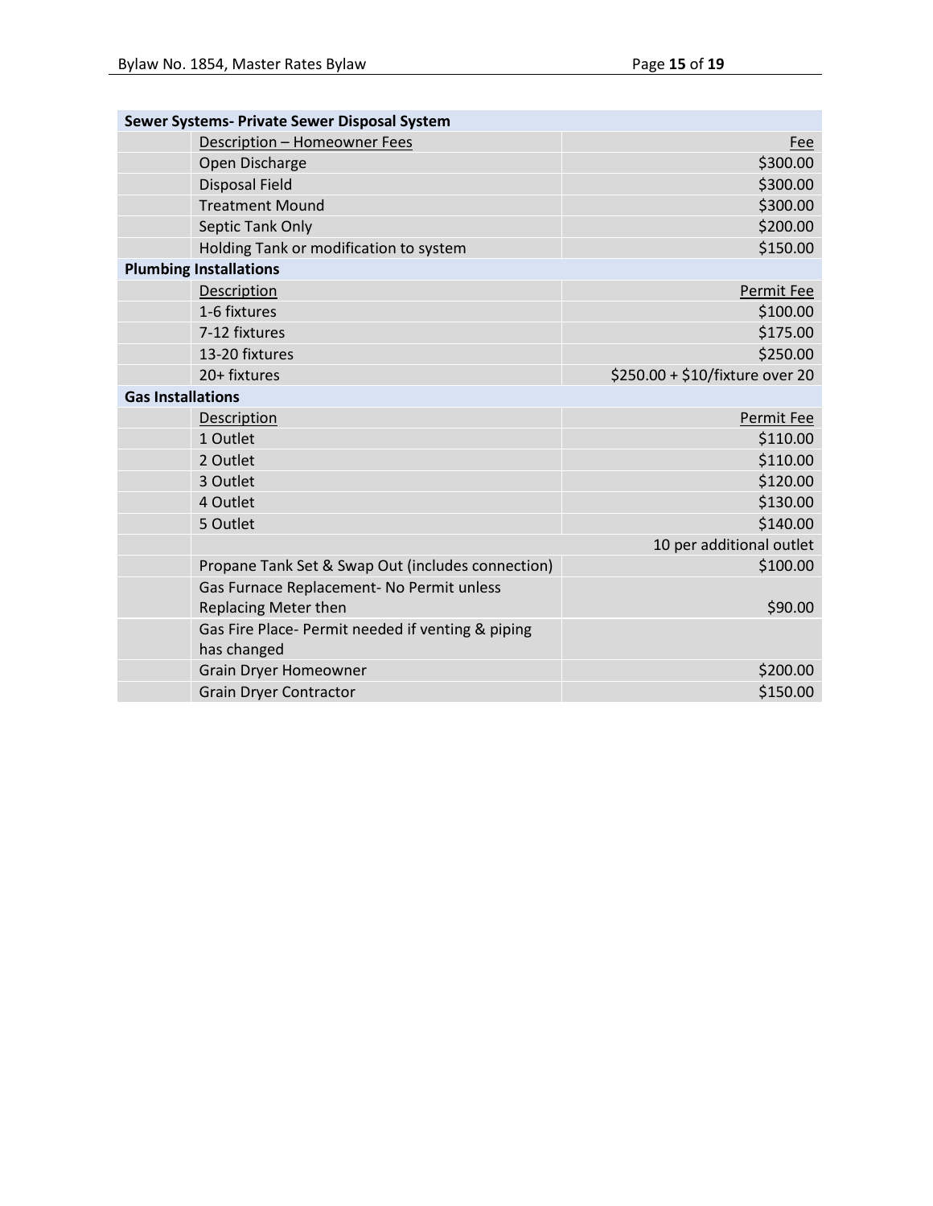| Sewer Systems- Private Sewer Disposal System | | |
|---|---|---|
| | Description – Homeowner Fees | Fee |
| | Open Discharge | $300.00 |
| | Disposal Field | $300.00 |
| | Treatment Mound | $300.00 |
| | Septic Tank Only | $200.00 |
| | Holding Tank or modification to system | $150.00 |
| **Plumbing Installations** | | |
| | Description | Permit Fee |
| | 1-6 fixtures | $100.00 |
| | 7-12 fixtures | $175.00 |
| | 13-20 fixtures | $250.00 |
| | 20+ fixtures | $250.00 + $10/fixture over 20 |
| **Gas Installations** | | |
| | Description | Permit Fee |
| | 1 Outlet | $110.00 |
| | 2 Outlet | $110.00 |
| | 3 Outlet | $120.00 |
| | 4 Outlet | $130.00 |
| | 5 Outlet | $140.00 |
| | | 10 per additional outlet |
| | Propane Tank Set & Swap Out (includes connection) | $100.00 |
| | Gas Furnace Replacement- No Permit unless Replacing Meter then | $90.00 |
| | Gas Fire Place- Permit needed if venting & piping has changed | |
| | Grain Dryer Homeowner | $200.00 |
| | Grain Dryer Contractor | $150.00 |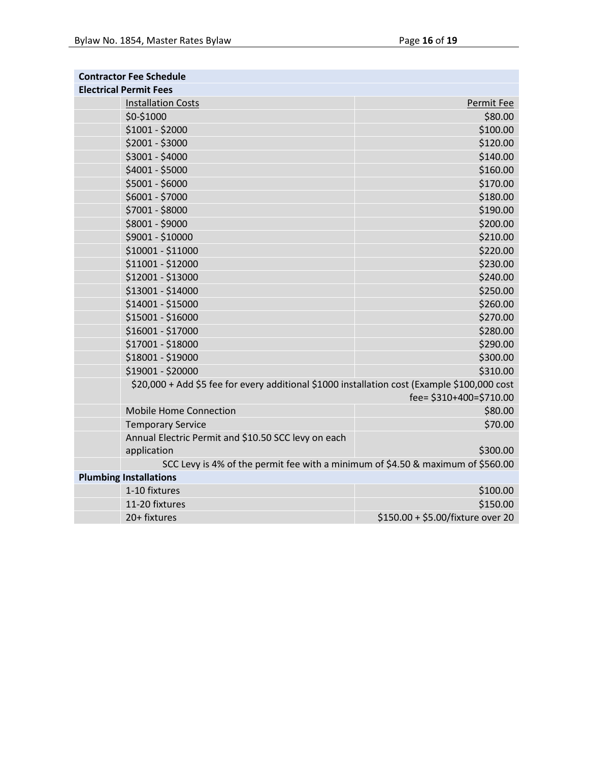| Contractor Fee Schedule | | |
|---|---|---|
| **Electrical Permit Fees** | | |
| | Installation Costs | Permit Fee |
| | $0-$1000 | $80.00 |
| | $1001 - $2000 | $100.00 |
| | $2001 - $3000 | $120.00 |
| | $3001 - $4000 | $140.00 |
| | $4001 - $5000 | $160.00 |
| | $5001 - $6000 | $170.00 |
| | $6001 - $7000 | $180.00 |
| | $7001 - $8000 | $190.00 |
| | $8001 - $9000 | $200.00 |
| | $9001 - $10000 | $210.00 |
| | $10001 - $11000 | $220.00 |
| | $11001 - $12000 | $230.00 |
| | $12001 - $13000 | $240.00 |
| | $13001 - $14000 | $250.00 |
| | $14001 - $15000 | $260.00 |
| | $15001 - $16000 | $270.00 |
| | $16001 - $17000 | $280.00 |
| | $17001 - $18000 | $290.00 |
| | $18001 - $19000 | $300.00 |
| | $19001 - $20000 | $310.00 |
| | $20,000 + Add $5 fee for every additional $1000 installation cost (Example $100,000 cost fee= $310+400=$710.00 | |
| | Mobile Home Connection | $80.00 |
| | Temporary Service | $70.00 |
| | Annual Electric Permit and $10.50 SCC levy on each application | $300.00 |
| | SCC Levy is 4% of the permit fee with a minimum of $4.50 & maximum of $560.00 | |
| **Plumbing Installations** | | |
| | 1-10 fixtures | $100.00 |
| | 11-20 fixtures | $150.00 |
| | 20+ fixtures | $150.00 + $5.00/fixture over 20 |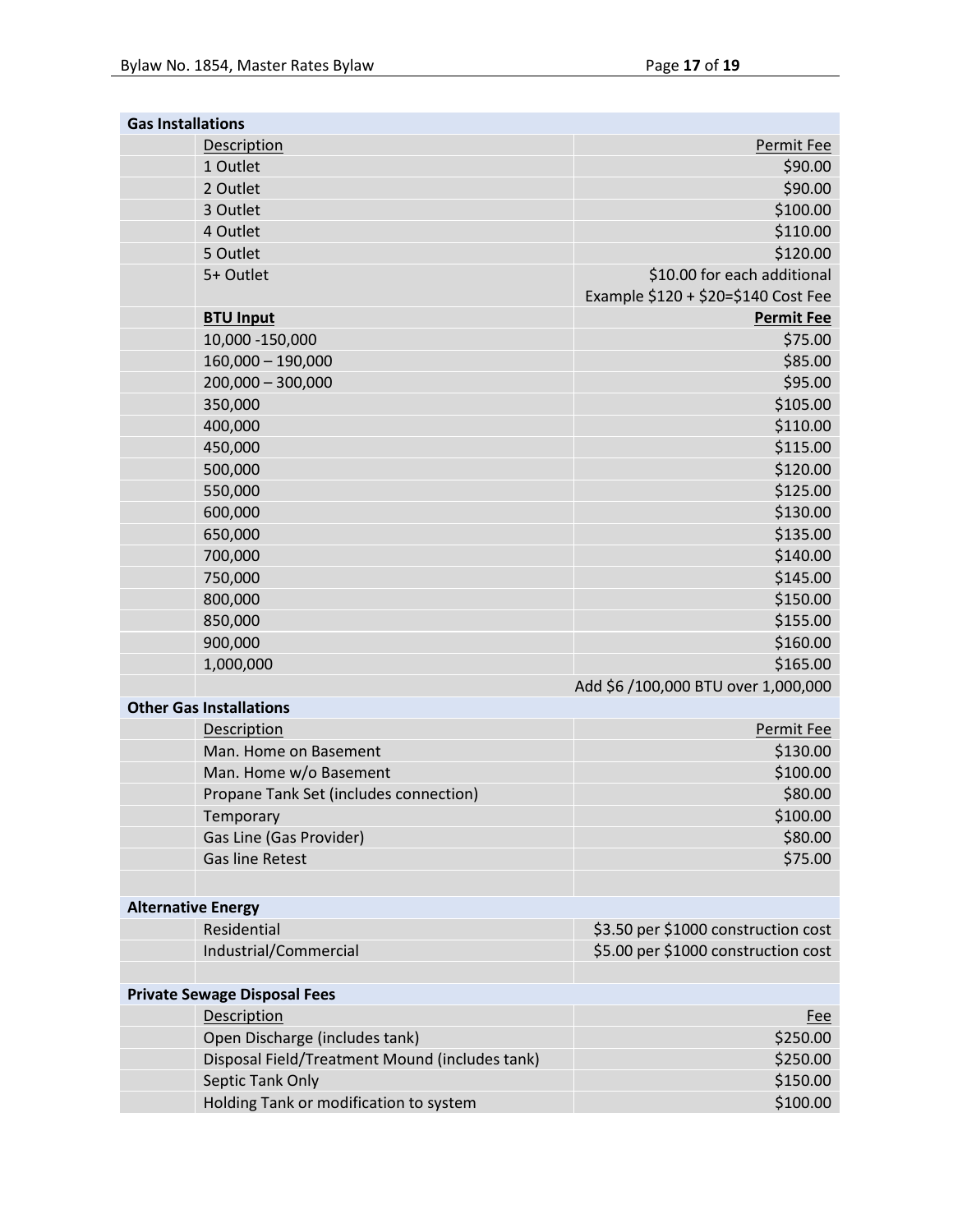| Gas Installations | | |
|---|---|---|
| | Description | Permit Fee |
| | 1 Outlet | $90.00 |
| | 2 Outlet | $90.00 |
| | 3 Outlet | $100.00 |
| | 4 Outlet | $110.00 |
| | 5 Outlet | $120.00 |
| | 5+ Outlet | $10.00 for each additional Example $120 + $20=$140 Cost Fee |
| | **BTU Input** | **Permit Fee** |
| | 10,000 -150,000 | $75.00 |
| | 160,000 – 190,000 | $85.00 |
| | 200,000 – 300,000 | $95.00 |
| | 350,000 | $105.00 |
| | 400,000 | $110.00 |
| | 450,000 | $115.00 |
| | 500,000 | $120.00 |
| | 550,000 | $125.00 |
| | 600,000 | $130.00 |
| | 650,000 | $135.00 |
| | 700,000 | $140.00 |
| | 750,000 | $145.00 |
| | 800,000 | $150.00 |
| | 850,000 | $155.00 |
| | 900,000 | $160.00 |
| | 1,000,000 | $165.00 |
| | | Add $6 /100,000 BTU over 1,000,000 |

| Other Gas Installations | | |
|---|---|---|
| | Description | Permit Fee |
| | Man. Home on Basement | $130.00 |
| | Man. Home w/o Basement | $100.00 |
| | Propane Tank Set (includes connection) | $80.00 |
| | Temporary | $100.00 |
| | Gas Line (Gas Provider) | $80.00 |
| | Gas line Retest | $75.00 |

| Alternative Energy | | |
|---|---|---|
| | Residential | $3.50 per $1000 construction cost |
| | Industrial/Commercial | $5.00 per $1000 construction cost |

| Private Sewage Disposal Fees | | |
|---|---|---|
| | Description | Fee |
| | Open Discharge (includes tank) | $250.00 |
| | Disposal Field/Treatment Mound (includes tank) | $250.00 |
| | Septic Tank Only | $150.00 |
| | Holding Tank or modification to system | $100.00 |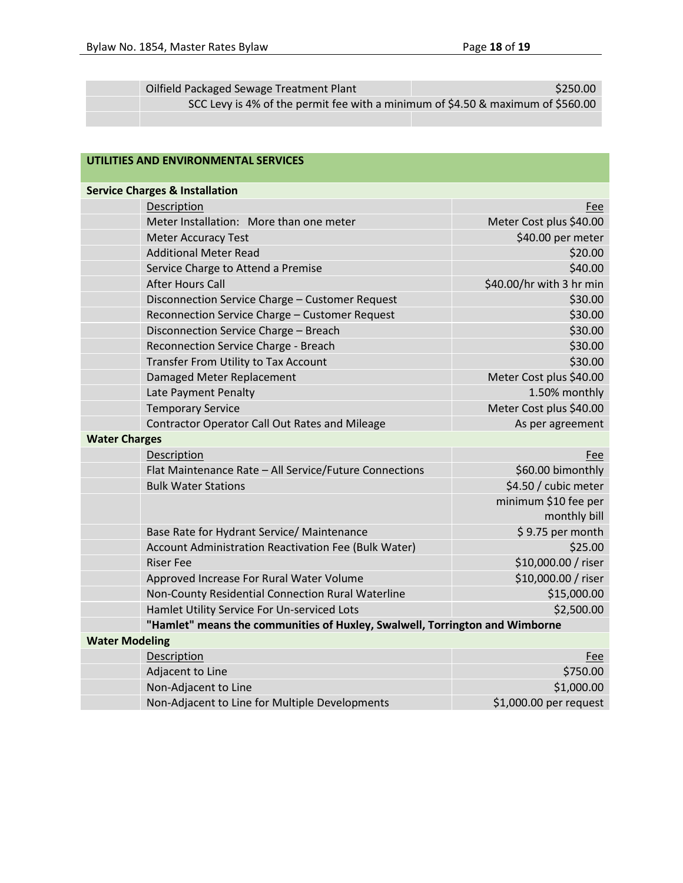| | | |
|---|---|---|
| | Oilfield Packaged Sewage Treatment Plant | $250.00 |
| | SCC Levy is 4% of the permit fee with a minimum of $4.50 & maximum of $560.00 | |
| | | |

## UTILITIES AND ENVIRONMENTAL SERVICES

### Service Charges & Installation

| | Description | Fee |
|---|---|---|
| | Meter Installation: More than one meter | Meter Cost plus $40.00 |
| | Meter Accuracy Test | $40.00 per meter |
| | Additional Meter Read | $20.00 |
| | Service Charge to Attend a Premise | $40.00 |
| | After Hours Call | $40.00/hr with 3 hr min |
| | Disconnection Service Charge – Customer Request | $30.00 |
| | Reconnection Service Charge – Customer Request | $30.00 |
| | Disconnection Service Charge – Breach | $30.00 |
| | Reconnection Service Charge - Breach | $30.00 |
| | Transfer From Utility to Tax Account | $30.00 |
| | Damaged Meter Replacement | Meter Cost plus $40.00 |
| | Late Payment Penalty | 1.50% monthly |
| | Temporary Service | Meter Cost plus $40.00 |
| | Contractor Operator Call Out Rates and Mileage | As per agreement |

### Water Charges

| | Description | Fee |
|---|---|---|
| | Flat Maintenance Rate – All Service/Future Connections | $60.00 bimonthly |
| | Bulk Water Stations | $4.50 / cubic meter |
| | | minimum $10 fee per monthly bill |
| | Base Rate for Hydrant Service/ Maintenance | $ 9.75 per month |
| | Account Administration Reactivation Fee (Bulk Water) | $25.00 |
| | Riser Fee | $10,000.00 / riser |
| | Approved Increase For Rural Water Volume | $10,000.00 / riser |
| | Non-County Residential Connection Rural Waterline | $15,000.00 |
| | Hamlet Utility Service For Un-serviced Lots | $2,500.00 |
| | **"Hamlet" means the communities of Huxley, Swalwell, Torrington and Wimborne** | |

### Water Modeling

| | Description | Fee |
|---|---|---|
| | Adjacent to Line | $750.00 |
| | Non-Adjacent to Line | $1,000.00 |
| | Non-Adjacent to Line for Multiple Developments | $1,000.00 per request |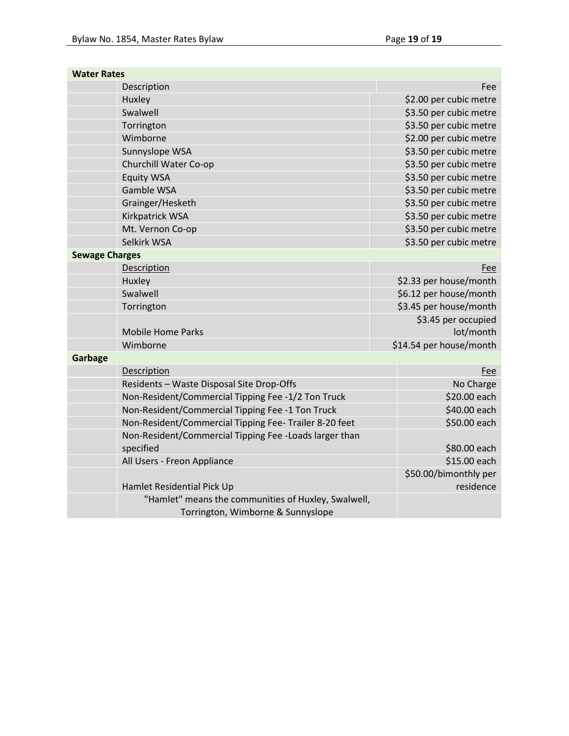| | | |
|---|---|---|
| **Water Rates** | | |
| | Description | Fee |
| | Huxley | $2.00 per cubic metre |
| | Swalwell | $3.50 per cubic metre |
| | Torrington | $3.50 per cubic metre |
| | Wimborne | $2.00 per cubic metre |
| | Sunnyslope WSA | $3.50 per cubic metre |
| | Churchill Water Co-op | $3.50 per cubic metre |
| | Equity WSA | $3.50 per cubic metre |
| | Gamble WSA | $3.50 per cubic metre |
| | Grainger/Hesketh | $3.50 per cubic metre |
| | Kirkpatrick WSA | $3.50 per cubic metre |
| | Mt. Vernon Co-op | $3.50 per cubic metre |
| | Selkirk WSA | $3.50 per cubic metre |
| **Sewage Charges** | | |
| | Description | Fee |
| | Huxley | $2.33 per house/month |
| | Swalwell | $6.12 per house/month |
| | Torrington | $3.45 per house/month |
| | Mobile Home Parks | $3.45 per occupied lot/month |
| | Wimborne | $14.54 per house/month |
| **Garbage** | | |
| | Description | Fee |
| | Residents – Waste Disposal Site Drop-Offs | No Charge |
| | Non-Resident/Commercial Tipping Fee -1/2 Ton Truck | $20.00 each |
| | Non-Resident/Commercial Tipping Fee -1 Ton Truck | $40.00 each |
| | Non-Resident/Commercial Tipping Fee- Trailer 8-20 feet | $50.00 each |
| | Non-Resident/Commercial Tipping Fee -Loads larger than specified | $80.00 each |
| | All Users - Freon Appliance | $15.00 each |
| | Hamlet Residential Pick Up | $50.00/bimonthly per residence |
| | "Hamlet" means the communities of Huxley, Swalwell, Torrington, Wimborne & Sunnyslope | |